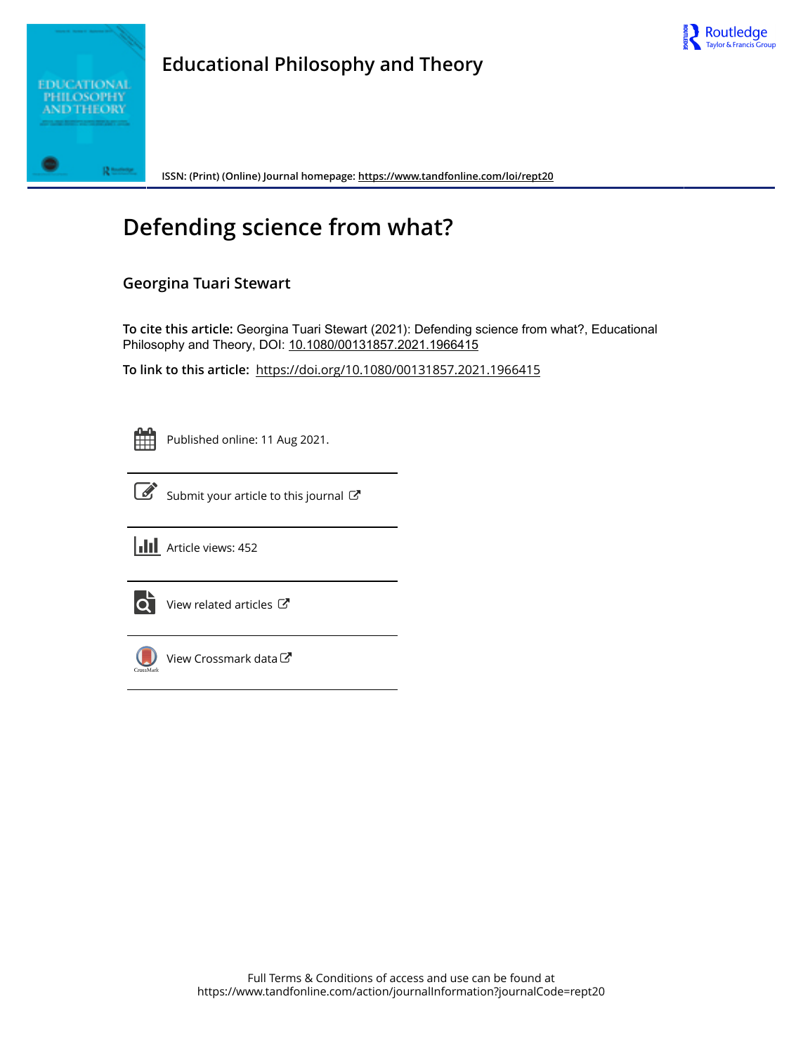# Educational Philosophy and Theory

ISSN: (Print) (Online) Journal homepage: https://www.tandfonline.com/loi/rept20

# Defending science from what?

## Georgina Tuari Stewart

**To cite this article:** Georgina Tuari Stewart (2021): Defending science from what?, Educational Philosophy and Theory, DOI: 10.1080/00131857.2021.1966415

**To link to this article:** https://doi.org/10.1080/00131857.2021.1966415

Published online: 11 Aug 2021.

Submit your article to this journal

Article views: 452

View related articles

View Crossmark data

Full Terms & Conditions of access and use can be found at
https://www.tandfonline.com/action/journalInformation?journalCode=rept20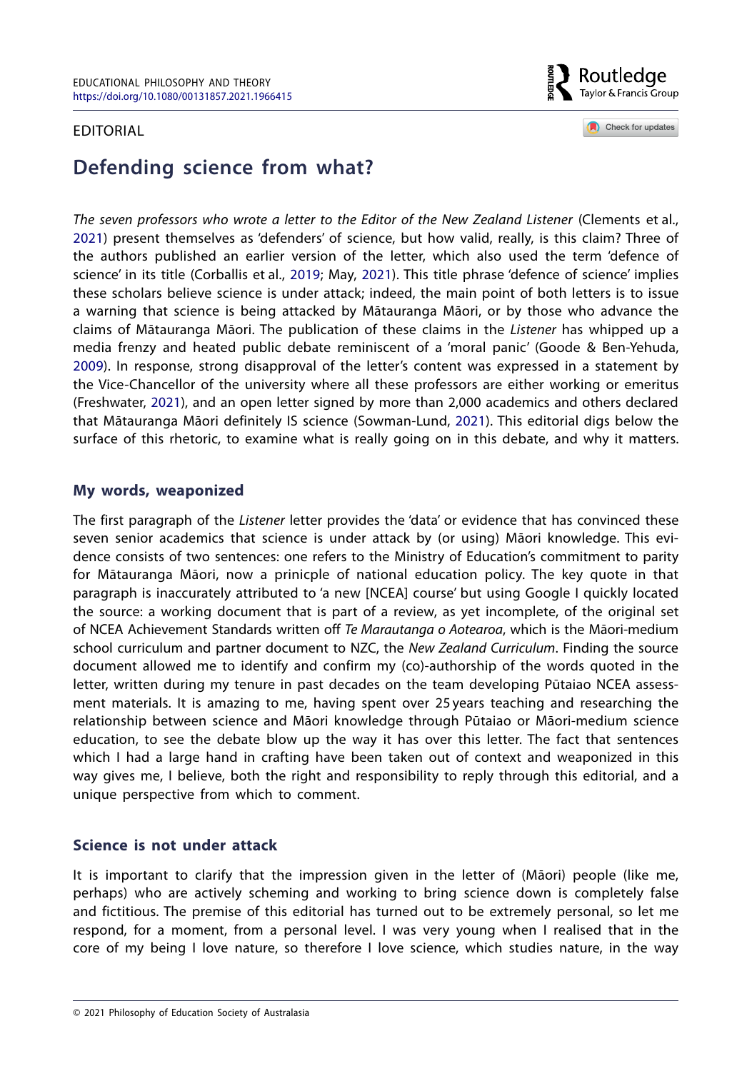EDITORIAL

# Defending science from what?

*The seven professors who wrote a letter to the Editor of the New Zealand Listener* (Clements et al., 2021) present themselves as 'defenders' of science, but how valid, really, is this claim? Three of the authors published an earlier version of the letter, which also used the term 'defence of science' in its title (Corballis et al., 2019; May, 2021). This title phrase 'defence of science' implies these scholars believe science is under attack; indeed, the main point of both letters is to issue a warning that science is being attacked by Mātauranga Māori, or by those who advance the claims of Mātauranga Māori. The publication of these claims in the *Listener* has whipped up a media frenzy and heated public debate reminiscent of a 'moral panic' (Goode & Ben-Yehuda, 2009). In response, strong disapproval of the letter's content was expressed in a statement by the Vice-Chancellor of the university where all these professors are either working or emeritus (Freshwater, 2021), and an open letter signed by more than 2,000 academics and others declared that Mātauranga Māori definitely IS science (Sowman-Lund, 2021). This editorial digs below the surface of this rhetoric, to examine what is really going on in this debate, and why it matters.

## My words, weaponized

The first paragraph of the *Listener* letter provides the 'data' or evidence that has convinced these seven senior academics that science is under attack by (or using) Māori knowledge. This evidence consists of two sentences: one refers to the Ministry of Education's commitment to parity for Mātauranga Māori, now a prinicple of national education policy. The key quote in that paragraph is inaccurately attributed to 'a new [NCEA] course' but using Google I quickly located the source: a working document that is part of a review, as yet incomplete, of the original set of NCEA Achievement Standards written off *Te Marautanga o Aotearoa*, which is the Māori-medium school curriculum and partner document to NZC, the *New Zealand Curriculum*. Finding the source document allowed me to identify and confirm my (co)-authorship of the words quoted in the letter, written during my tenure in past decades on the team developing Pūtaiao NCEA assessment materials. It is amazing to me, having spent over 25 years teaching and researching the relationship between science and Māori knowledge through Pūtaiao or Māori-medium science education, to see the debate blow up the way it has over this letter. The fact that sentences which I had a large hand in crafting have been taken out of context and weaponized in this way gives me, I believe, both the right and responsibility to reply through this editorial, and a unique perspective from which to comment.

## Science is not under attack

It is important to clarify that the impression given in the letter of (Māori) people (like me, perhaps) who are actively scheming and working to bring science down is completely false and fictitious. The premise of this editorial has turned out to be extremely personal, so let me respond, for a moment, from a personal level. I was very young when I realised that in the core of my being I love nature, so therefore I love science, which studies nature, in the way

© 2021 Philosophy of Education Society of Australasia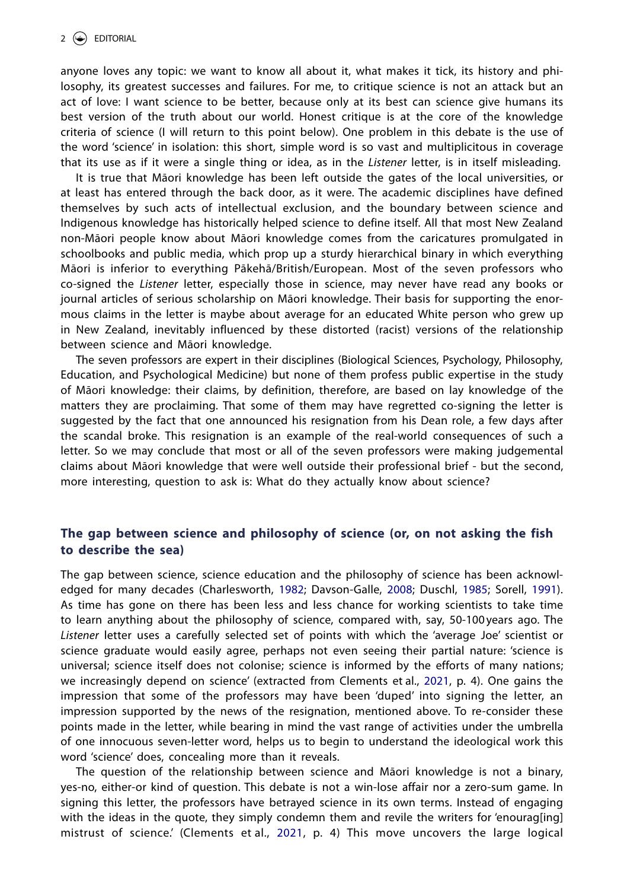anyone loves any topic: we want to know all about it, what makes it tick, its history and philosophy, its greatest successes and failures. For me, to critique science is not an attack but an act of love: I want science to be better, because only at its best can science give humans its best version of the truth about our world. Honest critique is at the core of the knowledge criteria of science (I will return to this point below). One problem in this debate is the use of the word 'science' in isolation: this short, simple word is so vast and multiplicitous in coverage that its use as if it were a single thing or idea, as in the *Listener* letter, is in itself misleading.

It is true that Māori knowledge has been left outside the gates of the local universities, or at least has entered through the back door, as it were. The academic disciplines have defined themselves by such acts of intellectual exclusion, and the boundary between science and Indigenous knowledge has historically helped science to define itself. All that most New Zealand non-Māori people know about Māori knowledge comes from the caricatures promulgated in schoolbooks and public media, which prop up a sturdy hierarchical binary in which everything Māori is inferior to everything Pākehā/British/European. Most of the seven professors who co-signed the *Listener* letter, especially those in science, may never have read any books or journal articles of serious scholarship on Māori knowledge. Their basis for supporting the enormous claims in the letter is maybe about average for an educated White person who grew up in New Zealand, inevitably influenced by these distorted (racist) versions of the relationship between science and Māori knowledge.

The seven professors are expert in their disciplines (Biological Sciences, Psychology, Philosophy, Education, and Psychological Medicine) but none of them profess public expertise in the study of Māori knowledge: their claims, by definition, therefore, are based on lay knowledge of the matters they are proclaiming. That some of them may have regretted co-signing the letter is suggested by the fact that one announced his resignation from his Dean role, a few days after the scandal broke. This resignation is an example of the real-world consequences of such a letter. So we may conclude that most or all of the seven professors were making judgemental claims about Māori knowledge that were well outside their professional brief - but the second, more interesting, question to ask is: What do they actually know about science?

## The gap between science and philosophy of science (or, on not asking the fish to describe the sea)

The gap between science, science education and the philosophy of science has been acknowledged for many decades (Charlesworth, 1982; Davson-Galle, 2008; Duschl, 1985; Sorell, 1991). As time has gone on there has been less and less chance for working scientists to take time to learn anything about the philosophy of science, compared with, say, 50-100 years ago. The *Listener* letter uses a carefully selected set of points with which the 'average Joe' scientist or science graduate would easily agree, perhaps not even seeing their partial nature: 'science is universal; science itself does not colonise; science is informed by the efforts of many nations; we increasingly depend on science' (extracted from Clements et al., 2021, p. 4). One gains the impression that some of the professors may have been 'duped' into signing the letter, an impression supported by the news of the resignation, mentioned above. To re-consider these points made in the letter, while bearing in mind the vast range of activities under the umbrella of one innocuous seven-letter word, helps us to begin to understand the ideological work this word 'science' does, concealing more than it reveals.

The question of the relationship between science and Māori knowledge is not a binary, yes-no, either-or kind of question. This debate is not a win-lose affair nor a zero-sum game. In signing this letter, the professors have betrayed science in its own terms. Instead of engaging with the ideas in the quote, they simply condemn them and revile the writers for 'enourag[ing] mistrust of science.' (Clements et al., 2021, p. 4) This move uncovers the large logical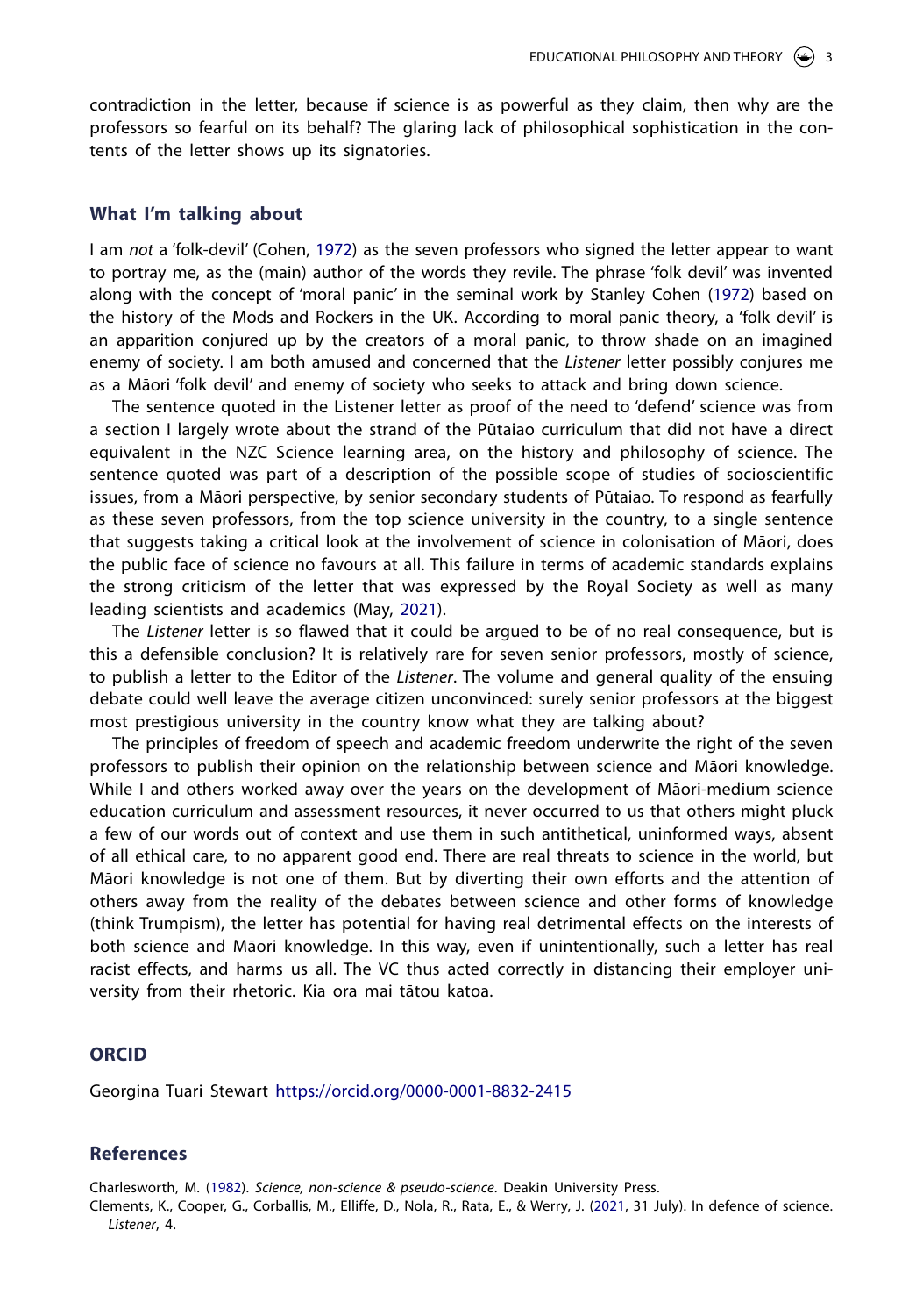contradiction in the letter, because if science is as powerful as they claim, then why are the professors so fearful on its behalf? The glaring lack of philosophical sophistication in the contents of the letter shows up its signatories.

## What I'm talking about

I am *not* a 'folk-devil' (Cohen, 1972) as the seven professors who signed the letter appear to want to portray me, as the (main) author of the words they revile. The phrase 'folk devil' was invented along with the concept of 'moral panic' in the seminal work by Stanley Cohen (1972) based on the history of the Mods and Rockers in the UK. According to moral panic theory, a 'folk devil' is an apparition conjured up by the creators of a moral panic, to throw shade on an imagined enemy of society. I am both amused and concerned that the *Listener* letter possibly conjures me as a Māori 'folk devil' and enemy of society who seeks to attack and bring down science.

The sentence quoted in the Listener letter as proof of the need to 'defend' science was from a section I largely wrote about the strand of the Pūtaiao curriculum that did not have a direct equivalent in the NZC Science learning area, on the history and philosophy of science. The sentence quoted was part of a description of the possible scope of studies of socioscientific issues, from a Māori perspective, by senior secondary students of Pūtaiao. To respond as fearfully as these seven professors, from the top science university in the country, to a single sentence that suggests taking a critical look at the involvement of science in colonisation of Māori, does the public face of science no favours at all. This failure in terms of academic standards explains the strong criticism of the letter that was expressed by the Royal Society as well as many leading scientists and academics (May, 2021).

The *Listener* letter is so flawed that it could be argued to be of no real consequence, but is this a defensible conclusion? It is relatively rare for seven senior professors, mostly of science, to publish a letter to the Editor of the *Listener*. The volume and general quality of the ensuing debate could well leave the average citizen unconvinced: surely senior professors at the biggest most prestigious university in the country know what they are talking about?

The principles of freedom of speech and academic freedom underwrite the right of the seven professors to publish their opinion on the relationship between science and Māori knowledge. While I and others worked away over the years on the development of Māori-medium science education curriculum and assessment resources, it never occurred to us that others might pluck a few of our words out of context and use them in such antithetical, uninformed ways, absent of all ethical care, to no apparent good end. There are real threats to science in the world, but Māori knowledge is not one of them. But by diverting their own efforts and the attention of others away from the reality of the debates between science and other forms of knowledge (think Trumpism), the letter has potential for having real detrimental effects on the interests of both science and Māori knowledge. In this way, even if unintentionally, such a letter has real racist effects, and harms us all. The VC thus acted correctly in distancing their employer university from their rhetoric. Kia ora mai tātou katoa.

## ORCID

Georgina Tuari Stewart https://orcid.org/0000-0001-8832-2415

## References

Charlesworth, M. (1982). *Science, non-science & pseudo-science*. Deakin University Press.

Clements, K., Cooper, G., Corballis, M., Elliffe, D., Nola, R., Rata, E., & Werry, J. (2021, 31 July). In defence of science. *Listener*, 4.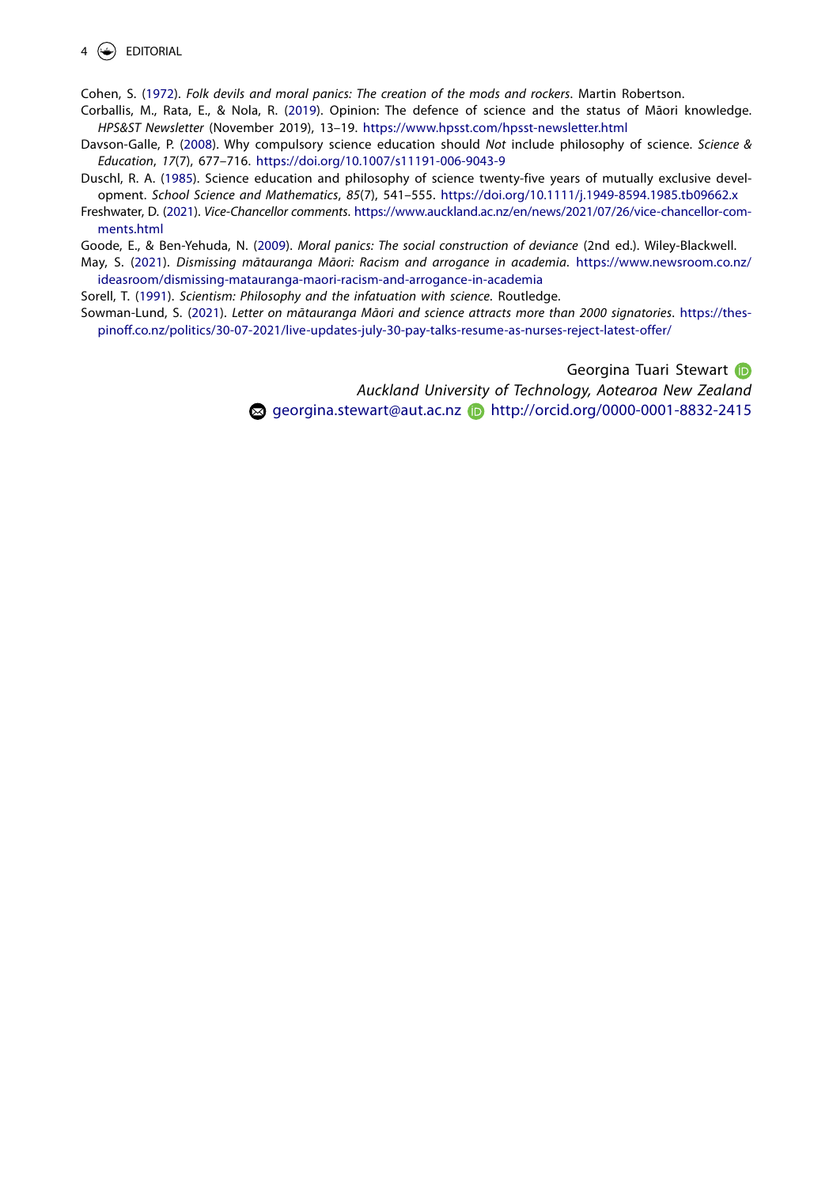Cohen, S. (1972). *Folk devils and moral panics: The creation of the mods and rockers*. Martin Robertson.

Corballis, M., Rata, E., & Nola, R. (2019). Opinion: The defence of science and the status of Māori knowledge. *HPS&ST Newsletter* (November 2019), 13–19. https://www.hpsst.com/hpsst-newsletter.html

Davson-Galle, P. (2008). Why compulsory science education should *Not* include philosophy of science. *Science & Education*, *17*(7), 677–716. https://doi.org/10.1007/s11191-006-9043-9

Duschl, R. A. (1985). Science education and philosophy of science twenty-five years of mutually exclusive development. *School Science and Mathematics*, *85*(7), 541–555. https://doi.org/10.1111/j.1949-8594.1985.tb09662.x

Freshwater, D. (2021). *Vice-Chancellor comments*. https://www.auckland.ac.nz/en/news/2021/07/26/vice-chancellor-comments.html

Goode, E., & Ben-Yehuda, N. (2009). *Moral panics: The social construction of deviance* (2nd ed.). Wiley-Blackwell.

May, S. (2021). *Dismissing mātauranga Māori: Racism and arrogance in academia*. https://www.newsroom.co.nz/ideasroom/dismissing-matauranga-maori-racism-and-arrogance-in-academia

Sorell, T. (1991). *Scientism: Philosophy and the infatuation with science*. Routledge.

Sowman-Lund, S. (2021). *Letter on mātauranga Māori and science attracts more than 2000 signatories*. https://thespinoff.co.nz/politics/30-07-2021/live-updates-july-30-pay-talks-resume-as-nurses-reject-latest-offer/

Georgina Tuari Stewart
*Auckland University of Technology, Aotearoa New Zealand*
georgina.stewart@aut.ac.nz http://orcid.org/0000-0001-8832-2415